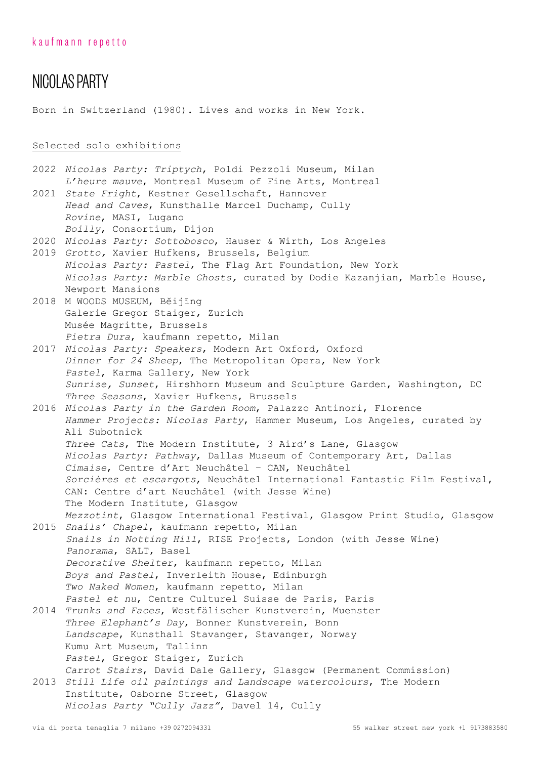kaufmann repetto

# NICOLAS PARTY

Born in Switzerland (1980). Lives and works in New York.

## Selected solo exhibitions

2022 *Nicolas Party: Triptych*, Poldi Pezzoli Museum, Milan
*L'heure mauve*, Montreal Museum of Fine Arts, Montreal

2021 *State Fright*, Kestner Gesellschaft, Hannover
*Head and Caves*, Kunsthalle Marcel Duchamp, Cully
*Rovine*, MASI, Lugano
*Boilly*, Consortium, Dijon

2020 *Nicolas Party: Sottobosco*, Hauser & Wirth, Los Angeles

2019 *Grotto,* Xavier Hufkens, Brussels, Belgium
*Nicolas Party: Pastel*, The Flag Art Foundation, New York
*Nicolas Party: Marble Ghosts,* curated by Dodie Kazanjian, Marble House, Newport Mansions

2018 M WOODS MUSEUM, Běijīng
Galerie Gregor Staiger, Zurich
Musée Magritte, Brussels
*Pietra Dura*, kaufmann repetto, Milan

2017 *Nicolas Party: Speakers*, Modern Art Oxford, Oxford
*Dinner for 24 Sheep*, The Metropolitan Opera, New York
*Pastel*, Karma Gallery, New York
*Sunrise, Sunset*, Hirshhorn Museum and Sculpture Garden, Washington, DC
*Three Seasons*, Xavier Hufkens, Brussels

2016 *Nicolas Party in the Garden Room*, Palazzo Antinori, Florence
*Hammer Projects: Nicolas Party*, Hammer Museum, Los Angeles, curated by Ali Subotnick
*Three Cats*, The Modern Institute, 3 Aird's Lane, Glasgow
*Nicolas Party: Pathway*, Dallas Museum of Contemporary Art, Dallas
*Cimaise*, Centre d'Art Neuchâtel - CAN, Neuchâtel
*Sorcières et escargots*, Neuchâtel International Fantastic Film Festival, CAN: Centre d'art Neuchâtel (with Jesse Wine)
The Modern Institute, Glasgow
*Mezzotint*, Glasgow International Festival, Glasgow Print Studio, Glasgow

2015 *Snails' Chapel*, kaufmann repetto, Milan
*Snails in Notting Hill*, RISE Projects, London (with Jesse Wine)
*Panorama*, SALT, Basel
*Decorative Shelter*, kaufmann repetto, Milan
*Boys and Pastel*, Inverleith House, Edinburgh
*Two Naked Women*, kaufmann repetto, Milan
*Pastel et nu*, Centre Culturel Suisse de Paris, Paris

2014 *Trunks and Faces*, Westfälischer Kunstverein, Muenster
*Three Elephant's Day*, Bonner Kunstverein, Bonn
*Landscape*, Kunsthall Stavanger, Stavanger, Norway
Kumu Art Museum, Tallinn
*Pastel*, Gregor Staiger, Zurich
*Carrot Stairs*, David Dale Gallery, Glasgow (Permanent Commission)

2013 *Still Life oil paintings and Landscape watercolours*, The Modern Institute, Osborne Street, Glasgow
*Nicolas Party "Cully Jazz"*, Davel 14, Cully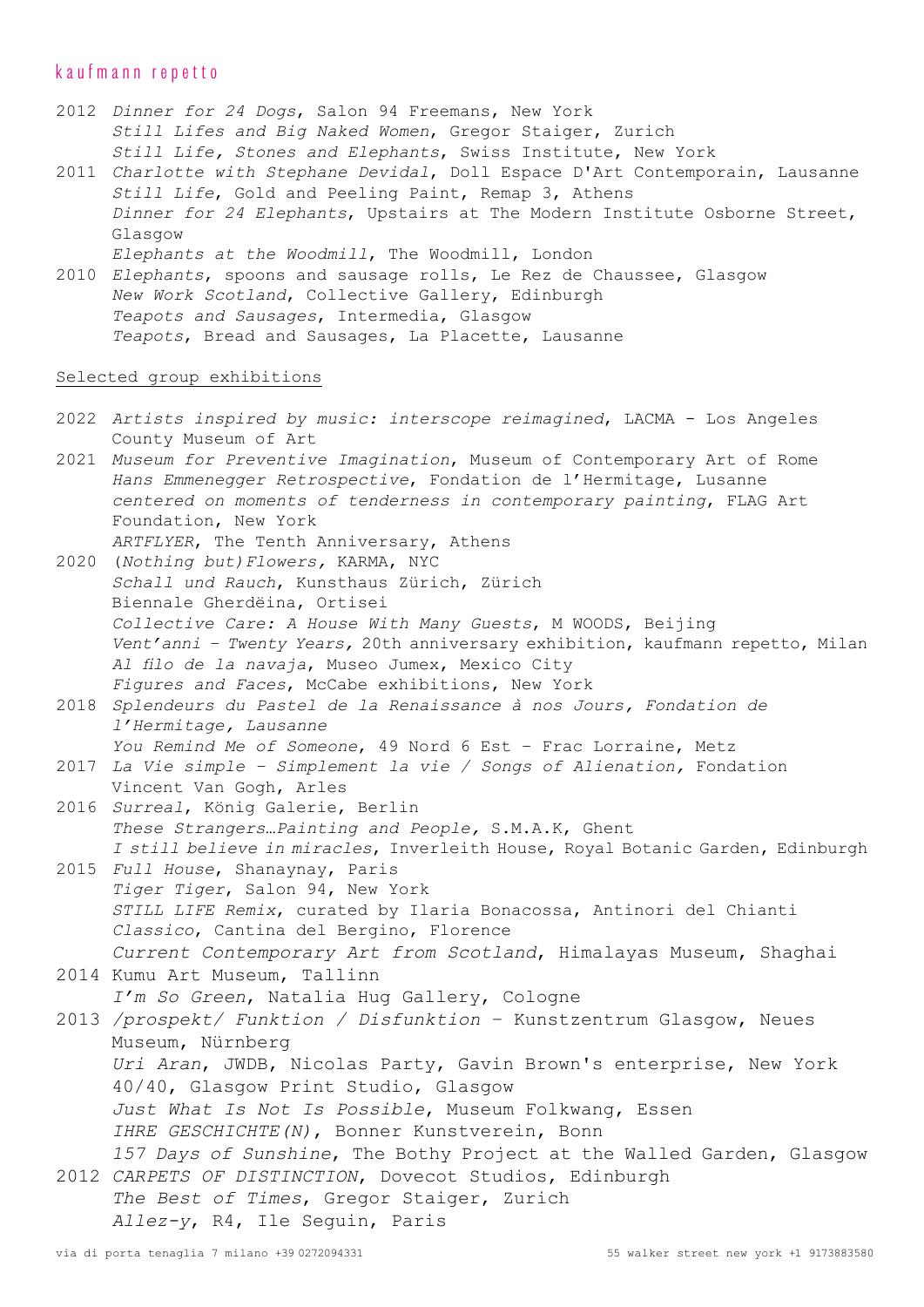2012 *Dinner for 24 Dogs*, Salon 94 Freemans, New York
*Still Lifes and Big Naked Women*, Gregor Staiger, Zurich
*Still Life, Stones and Elephants*, Swiss Institute, New York

2011 *Charlotte with Stephane Devidal*, Doll Espace D'Art Contemporain, Lausanne
*Still Life*, Gold and Peeling Paint, Remap 3, Athens
*Dinner for 24 Elephants*, Upstairs at The Modern Institute Osborne Street, Glasgow
*Elephants at the Woodmill*, The Woodmill, London

2010 *Elephants*, spoons and sausage rolls, Le Rez de Chaussee, Glasgow
*New Work Scotland*, Collective Gallery, Edinburgh
*Teapots and Sausages*, Intermedia, Glasgow
*Teapots*, Bread and Sausages, La Placette, Lausanne

Selected group exhibitions

2022 *Artists inspired by music: interscope reimagined*, LACMA - Los Angeles County Museum of Art

2021 *Museum for Preventive Imagination*, Museum of Contemporary Art of Rome
*Hans Emmenegger Retrospective*, Fondation de l'Hermitage, Lusanne
*centered on moments of tenderness in contemporary painting*, FLAG Art Foundation, New York
*ARTFLYER*, The Tenth Anniversary, Athens

2020 (*Nothing but)Flowers,* KARMA, NYC
*Schall und Rauch*, Kunsthaus Zürich, Zürich
Biennale Gherdëina, Ortisei
*Collective Care: A House With Many Guests*, M WOODS, Beijing
*Vent'anni – Twenty Years,* 20th anniversary exhibition, kaufmann repetto, Milan
*Al filo de la navaja*, Museo Jumex, Mexico City
*Figures and Faces*, McCabe exhibitions, New York

2018 *Splendeurs du Pastel de la Renaissance à nos Jours, Fondation de l'Hermitage, Lausanne*
*You Remind Me of Someone*, 49 Nord 6 Est – Frac Lorraine, Metz

2017 *La Vie simple – Simplement la vie / Songs of Alienation,* Fondation Vincent Van Gogh, Arles

2016 *Surreal*, König Galerie, Berlin
*These Strangers…Painting and People,* S.M.A.K, Ghent
*I still believe in miracles*, Inverleith House, Royal Botanic Garden, Edinburgh

2015 *Full House*, Shanaynay, Paris
*Tiger Tiger*, Salon 94, New York
*STILL LIFE Remix*, curated by Ilaria Bonacossa, Antinori del Chianti Classico, Cantina del Bergino, Florence
*Current Contemporary Art from Scotland*, Himalayas Museum, Shaghai

2014 Kumu Art Museum, Tallinn
*I'm So Green*, Natalia Hug Gallery, Cologne

2013 */prospekt/ Funktion / Disfunktion* – Kunstzentrum Glasgow, Neues Museum, Nürnberg
*Uri Aran*, JWDB, Nicolas Party, Gavin Brown's enterprise, New York
40/40, Glasgow Print Studio, Glasgow
*Just What Is Not Is Possible*, Museum Folkwang, Essen
*IHRE GESCHICHTE(N)*, Bonner Kunstverein, Bonn
*157 Days of Sunshine*, The Bothy Project at the Walled Garden, Glasgow

2012 *CARPETS OF DISTINCTION*, Dovecot Studios, Edinburgh
*The Best of Times*, Gregor Staiger, Zurich
*Allez-y*, R4, Ile Seguin, Paris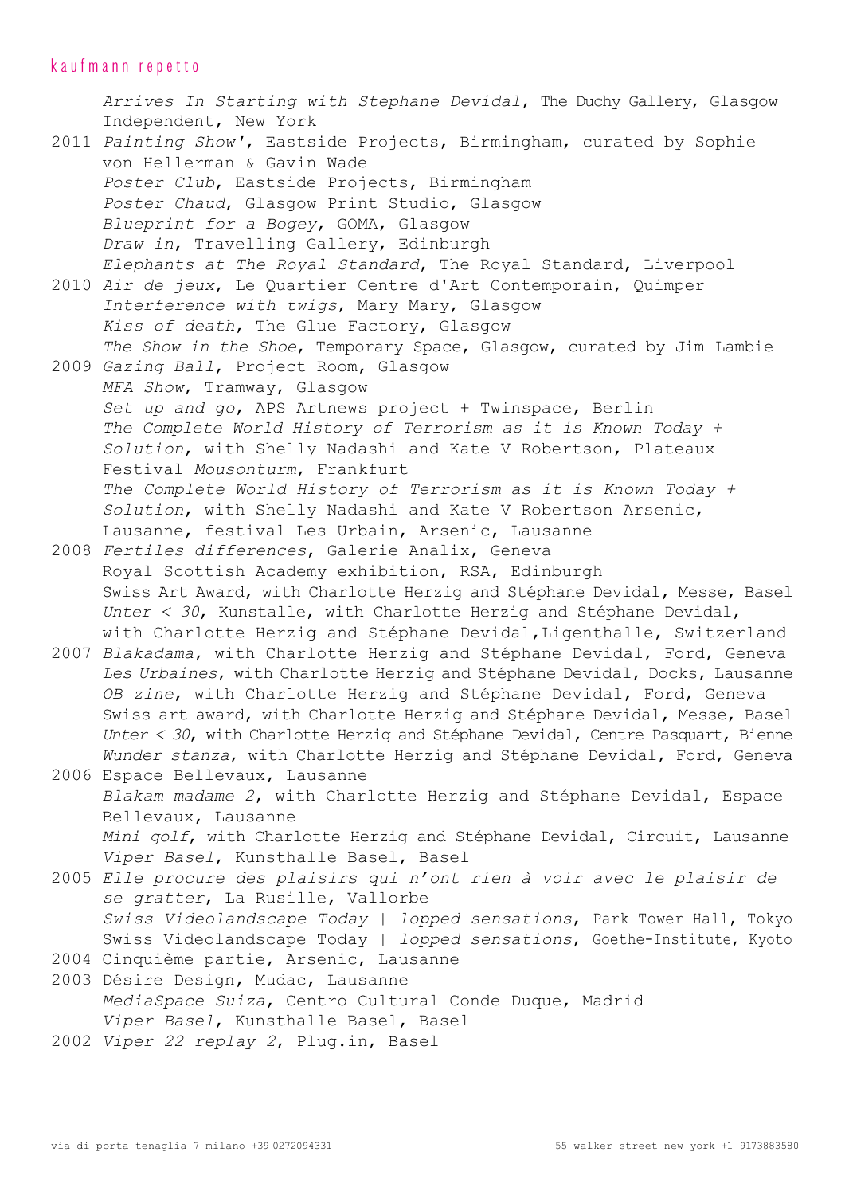*Arrives In Starting with Stephane Devidal*, The Duchy Gallery, Glasgow
Independent, New York

2011 *Painting Show'*, Eastside Projects, Birmingham, curated by Sophie von Hellerman & Gavin Wade
*Poster Club*, Eastside Projects, Birmingham
*Poster Chaud*, Glasgow Print Studio, Glasgow
*Blueprint for a Bogey*, GOMA, Glasgow
*Draw in*, Travelling Gallery, Edinburgh
*Elephants at The Royal Standard*, The Royal Standard, Liverpool

2010 *Air de jeux*, Le Quartier Centre d'Art Contemporain, Quimper
*Interference with twigs*, Mary Mary, Glasgow
*Kiss of death*, The Glue Factory, Glasgow
*The Show in the Shoe*, Temporary Space, Glasgow, curated by Jim Lambie

2009 *Gazing Ball*, Project Room, Glasgow
*MFA Show*, Tramway, Glasgow
*Set up and go*, APS Artnews project + Twinspace, Berlin
*The Complete World History of Terrorism as it is Known Today + Solution*, with Shelly Nadashi and Kate V Robertson, Plateaux Festival *Mousonturm*, Frankfurt
*The Complete World History of Terrorism as it is Known Today + Solution*, with Shelly Nadashi and Kate V Robertson Arsenic, Lausanne, festival Les Urbain, Arsenic, Lausanne

2008 *Fertiles differences*, Galerie Analix, Geneva
Royal Scottish Academy exhibition, RSA, Edinburgh
Swiss Art Award, with Charlotte Herzig and Stéphane Devidal, Messe, Basel
*Unter < 30*, Kunstalle, with Charlotte Herzig and Stéphane Devidal, with Charlotte Herzig and Stéphane Devidal,Ligenthalle, Switzerland

2007 *Blakadama*, with Charlotte Herzig and Stéphane Devidal, Ford, Geneva
*Les Urbaines*, with Charlotte Herzig and Stéphane Devidal, Docks, Lausanne
*OB zine*, with Charlotte Herzig and Stéphane Devidal, Ford, Geneva
Swiss art award, with Charlotte Herzig and Stéphane Devidal, Messe, Basel
*Unter < 30*, with Charlotte Herzig and Stéphane Devidal, Centre Pasquart, Bienne
*Wunder stanza*, with Charlotte Herzig and Stéphane Devidal, Ford, Geneva

2006 Espace Bellevaux, Lausanne
*Blakam madame 2*, with Charlotte Herzig and Stéphane Devidal, Espace Bellevaux, Lausanne
*Mini golf*, with Charlotte Herzig and Stéphane Devidal, Circuit, Lausanne
*Viper Basel*, Kunsthalle Basel, Basel

2005 *Elle procure des plaisirs qui n'ont rien à voir avec le plaisir de se gratter*, La Rusille, Vallorbe
*Swiss Videolandscape Today | lopped sensations*, Park Tower Hall, Tokyo
Swiss Videolandscape Today | *lopped sensations*, Goethe-Institute, Kyoto

2004 Cinquième partie, Arsenic, Lausanne

2003 Désire Design, Mudac, Lausanne
*MediaSpace Suiza*, Centro Cultural Conde Duque, Madrid
*Viper Basel*, Kunsthalle Basel, Basel

2002 *Viper 22 replay 2*, Plug.in, Basel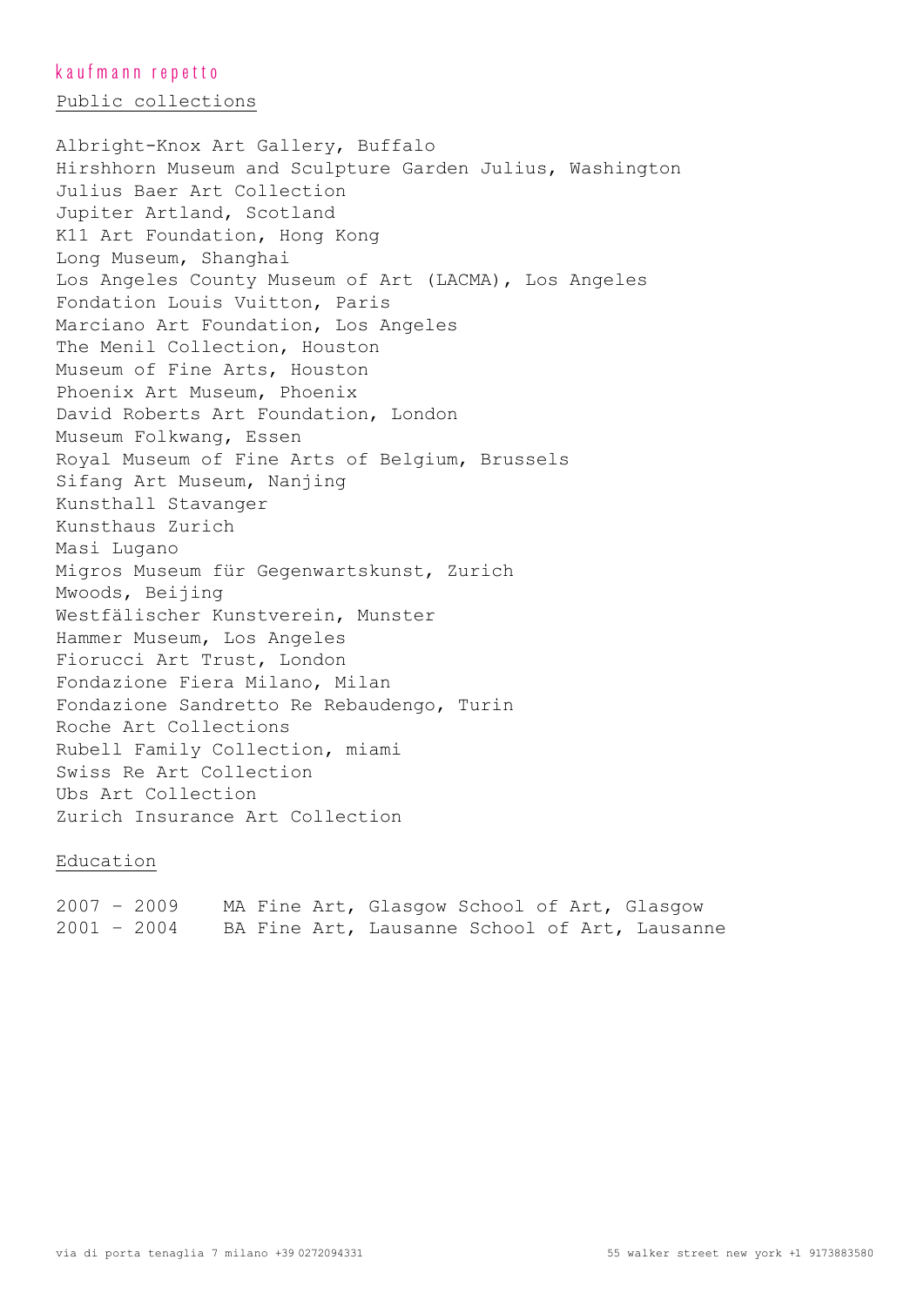## Public collections

Albright-Knox Art Gallery, Buffalo
Hirshhorn Museum and Sculpture Garden Julius, Washington
Julius Baer Art Collection
Jupiter Artland, Scotland
K11 Art Foundation, Hong Kong
Long Museum, Shanghai
Los Angeles County Museum of Art (LACMA), Los Angeles
Fondation Louis Vuitton, Paris
Marciano Art Foundation, Los Angeles
The Menil Collection, Houston
Museum of Fine Arts, Houston
Phoenix Art Museum, Phoenix
David Roberts Art Foundation, London
Museum Folkwang, Essen
Royal Museum of Fine Arts of Belgium, Brussels
Sifang Art Museum, Nanjing
Kunsthall Stavanger
Kunsthaus Zurich
Masi Lugano
Migros Museum für Gegenwartskunst, Zurich
Mwoods, Beijing
Westfälischer Kunstverein, Munster
Hammer Museum, Los Angeles
Fiorucci Art Trust, London
Fondazione Fiera Milano, Milan
Fondazione Sandretto Re Rebaudengo, Turin
Roche Art Collections
Rubell Family Collection, miami
Swiss Re Art Collection
Ubs Art Collection
Zurich Insurance Art Collection

## Education

2007 – 2009 MA Fine Art, Glasgow School of Art, Glasgow
2001 – 2004 BA Fine Art, Lausanne School of Art, Lausanne